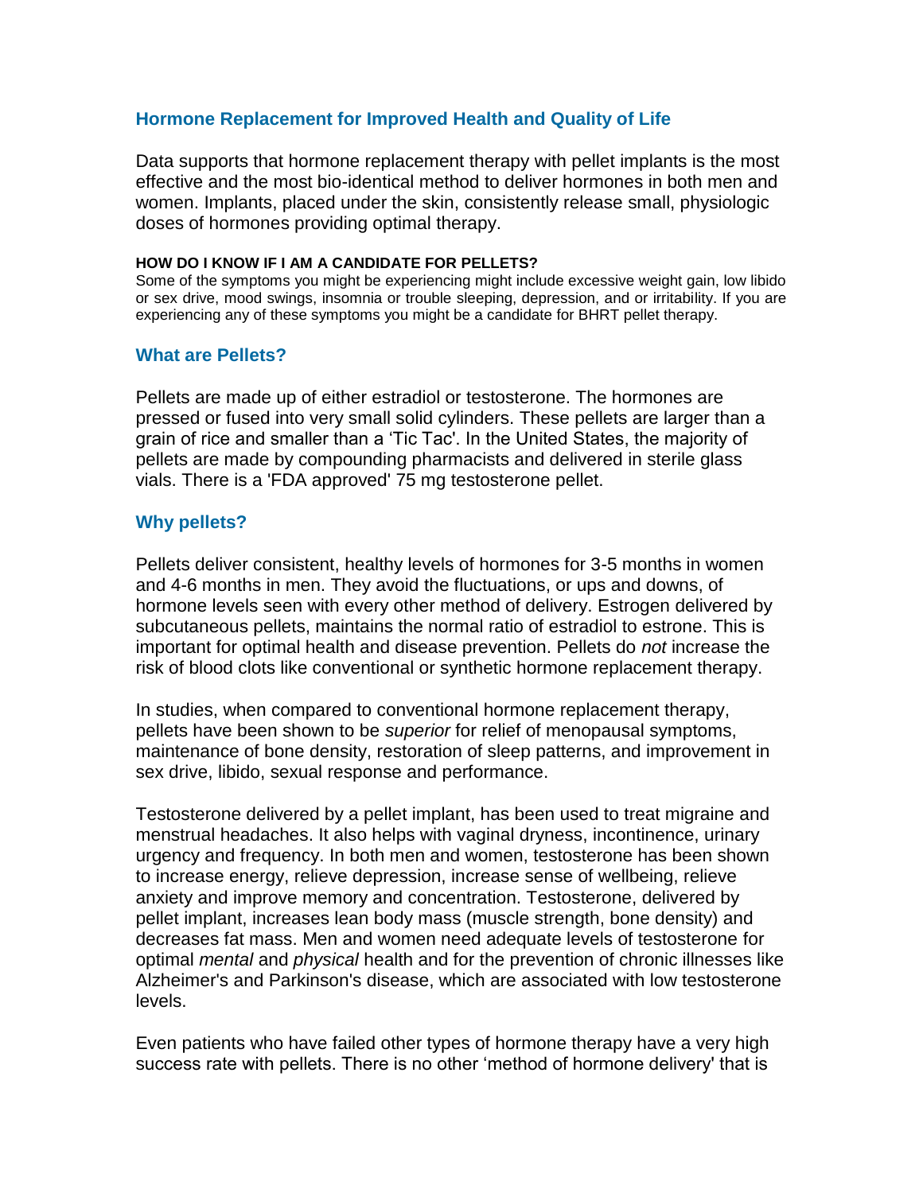## Hormone Replacement for Improved Health and Quality of Life

Data supports that hormone replacement therapy with pellet implants is the most effective and the most bio-identical method to deliver hormones in both men and women. Implants, placed under the skin, consistently release small, physiologic doses of hormones providing optimal therapy.

#### HOW DO I KNOW IF I AM A CANDIDATE FOR PELLETS?

Some of the symptoms you might be experiencing might include excessive weight gain, low libido or sex drive, mood swings, insomnia or trouble sleeping, depression, and or irritability. If you are experiencing any of these symptoms you might be a candidate for BHRT pellet therapy.

## What are Pellets?

Pellets are made up of either estradiol or testosterone. The hormones are pressed or fused into very small solid cylinders. These pellets are larger than a grain of rice and smaller than a 'Tic Tac'. In the United States, the majority of pellets are made by compounding pharmacists and delivered in sterile glass vials. There is a 'FDA approved' 75 mg testosterone pellet.

## Why pellets?

Pellets deliver consistent, healthy levels of hormones for 3-5 months in women and 4-6 months in men. They avoid the fluctuations, or ups and downs, of hormone levels seen with every other method of delivery. Estrogen delivered by subcutaneous pellets, maintains the normal ratio of estradiol to estrone. This is important for optimal health and disease prevention. Pellets do *not* increase the risk of blood clots like conventional or synthetic hormone replacement therapy.

In studies, when compared to conventional hormone replacement therapy, pellets have been shown to be *superior* for relief of menopausal symptoms, maintenance of bone density, restoration of sleep patterns, and improvement in sex drive, libido, sexual response and performance.

Testosterone delivered by a pellet implant, has been used to treat migraine and menstrual headaches. It also helps with vaginal dryness, incontinence, urinary urgency and frequency. In both men and women, testosterone has been shown to increase energy, relieve depression, increase sense of wellbeing, relieve anxiety and improve memory and concentration. Testosterone, delivered by pellet implant, increases lean body mass (muscle strength, bone density) and decreases fat mass. Men and women need adequate levels of testosterone for optimal *mental* and *physical* health and for the prevention of chronic illnesses like Alzheimer's and Parkinson's disease, which are associated with low testosterone levels.

Even patients who have failed other types of hormone therapy have a very high success rate with pellets. There is no other 'method of hormone delivery' that is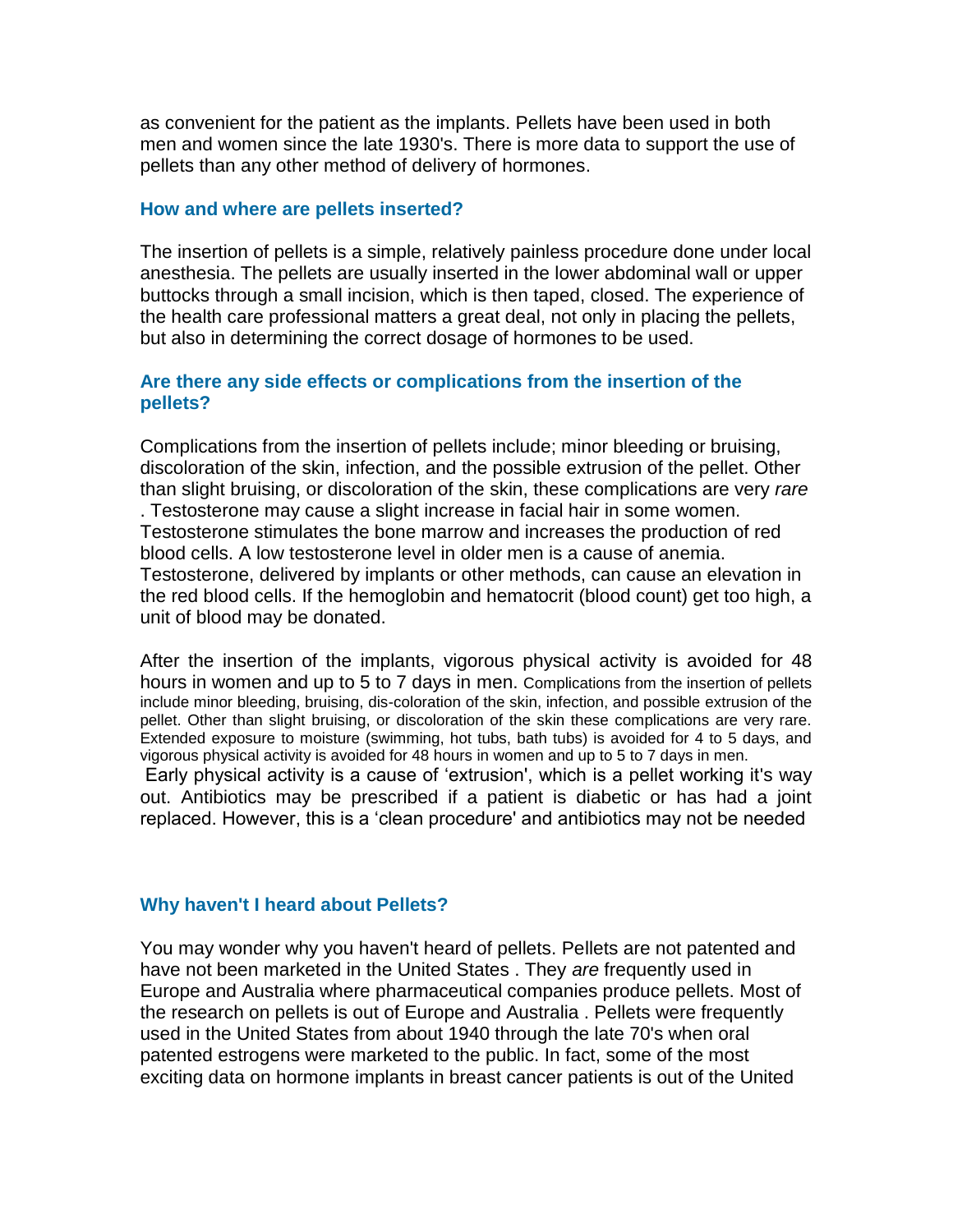as convenient for the patient as the implants. Pellets have been used in both men and women since the late 1930's. There is more data to support the use of pellets than any other method of delivery of hormones.

### How and where are pellets inserted?

The insertion of pellets is a simple, relatively painless procedure done under local anesthesia. The pellets are usually inserted in the lower abdominal wall or upper buttocks through a small incision, which is then taped, closed. The experience of the health care professional matters a great deal, not only in placing the pellets, but also in determining the correct dosage of hormones to be used.

### Are there any side effects or complications from the insertion of the pellets?

Complications from the insertion of pellets include; minor bleeding or bruising, discoloration of the skin, infection, and the possible extrusion of the pellet. Other than slight bruising, or discoloration of the skin, these complications are very *rare* . Testosterone may cause a slight increase in facial hair in some women. Testosterone stimulates the bone marrow and increases the production of red blood cells. A low testosterone level in older men is a cause of anemia. Testosterone, delivered by implants or other methods, can cause an elevation in the red blood cells. If the hemoglobin and hematocrit (blood count) get too high, a unit of blood may be donated.

After the insertion of the implants, vigorous physical activity is avoided for 48 hours in women and up to 5 to 7 days in men. Complications from the insertion of pellets include minor bleeding, bruising, dis-coloration of the skin, infection, and possible extrusion of the pellet. Other than slight bruising, or discoloration of the skin these complications are very rare. Extended exposure to moisture (swimming, hot tubs, bath tubs) is avoided for 4 to 5 days, and vigorous physical activity is avoided for 48 hours in women and up to 5 to 7 days in men.
Early physical activity is a cause of 'extrusion', which is a pellet working it's way out. Antibiotics may be prescribed if a patient is diabetic or has had a joint replaced. However, this is a 'clean procedure' and antibiotics may not be needed

### Why haven't I heard about Pellets?

You may wonder why you haven't heard of pellets. Pellets are not patented and have not been marketed in the United States . They *are* frequently used in Europe and Australia where pharmaceutical companies produce pellets. Most of the research on pellets is out of Europe and Australia . Pellets were frequently used in the United States from about 1940 through the late 70's when oral patented estrogens were marketed to the public. In fact, some of the most exciting data on hormone implants in breast cancer patients is out of the United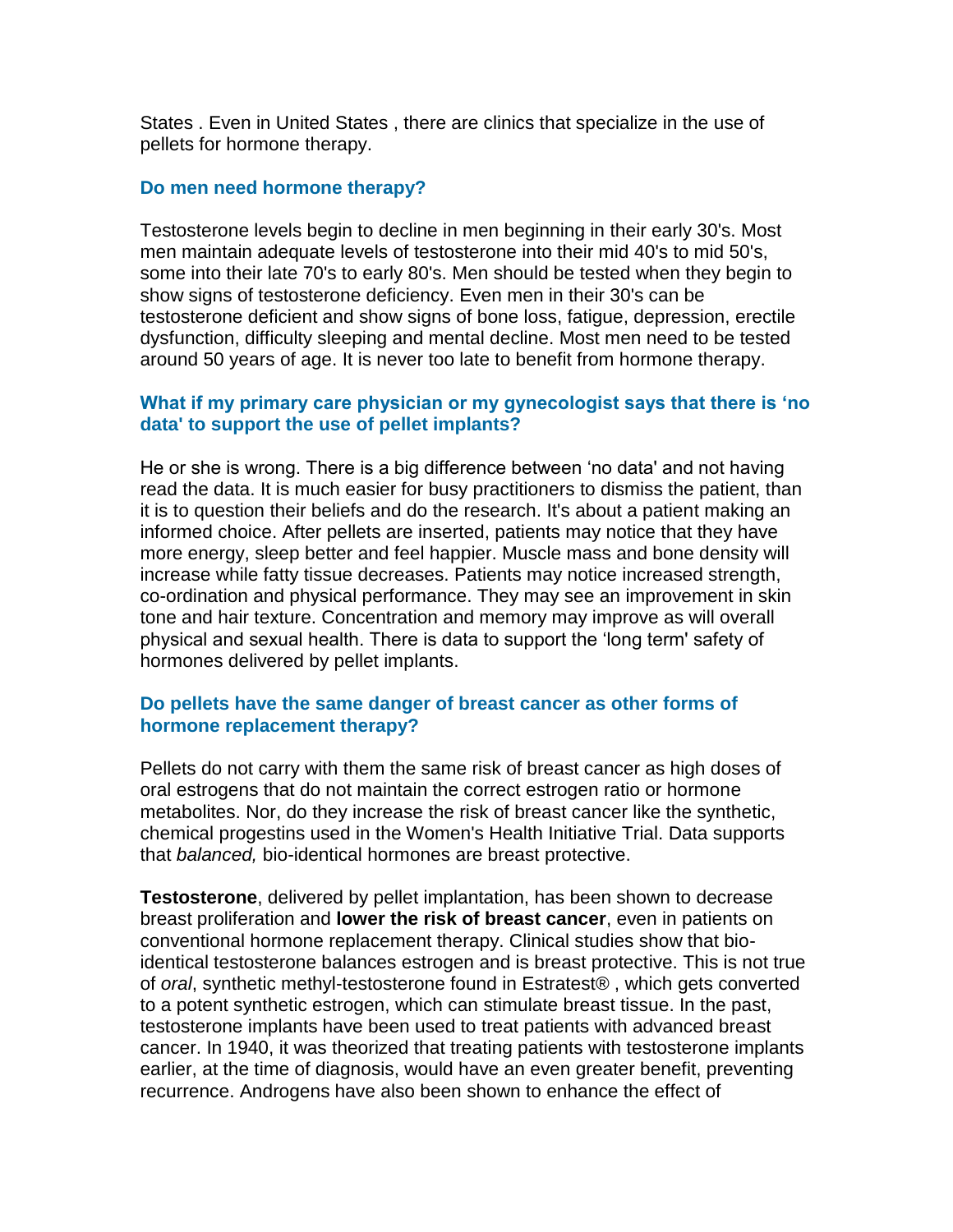States . Even in United States , there are clinics that specialize in the use of pellets for hormone therapy.

### Do men need hormone therapy?

Testosterone levels begin to decline in men beginning in their early 30's. Most men maintain adequate levels of testosterone into their mid 40's to mid 50's, some into their late 70's to early 80's. Men should be tested when they begin to show signs of testosterone deficiency. Even men in their 30's can be testosterone deficient and show signs of bone loss, fatigue, depression, erectile dysfunction, difficulty sleeping and mental decline. Most men need to be tested around 50 years of age. It is never too late to benefit from hormone therapy.

### What if my primary care physician or my gynecologist says that there is 'no data' to support the use of pellet implants?

He or she is wrong. There is a big difference between 'no data' and not having read the data. It is much easier for busy practitioners to dismiss the patient, than it is to question their beliefs and do the research. It's about a patient making an informed choice. After pellets are inserted, patients may notice that they have more energy, sleep better and feel happier. Muscle mass and bone density will increase while fatty tissue decreases. Patients may notice increased strength, co-ordination and physical performance. They may see an improvement in skin tone and hair texture. Concentration and memory may improve as will overall physical and sexual health. There is data to support the 'long term' safety of hormones delivered by pellet implants.

### Do pellets have the same danger of breast cancer as other forms of hormone replacement therapy?

Pellets do not carry with them the same risk of breast cancer as high doses of oral estrogens that do not maintain the correct estrogen ratio or hormone metabolites. Nor, do they increase the risk of breast cancer like the synthetic, chemical progestins used in the Women's Health Initiative Trial. Data supports that *balanced,* bio-identical hormones are breast protective.

**Testosterone**, delivered by pellet implantation, has been shown to decrease breast proliferation and **lower the risk of breast cancer**, even in patients on conventional hormone replacement therapy. Clinical studies show that bio-identical testosterone balances estrogen and is breast protective. This is not true of *oral*, synthetic methyl-testosterone found in Estratest® , which gets converted to a potent synthetic estrogen, which can stimulate breast tissue. In the past, testosterone implants have been used to treat patients with advanced breast cancer. In 1940, it was theorized that treating patients with testosterone implants earlier, at the time of diagnosis, would have an even greater benefit, preventing recurrence. Androgens have also been shown to enhance the effect of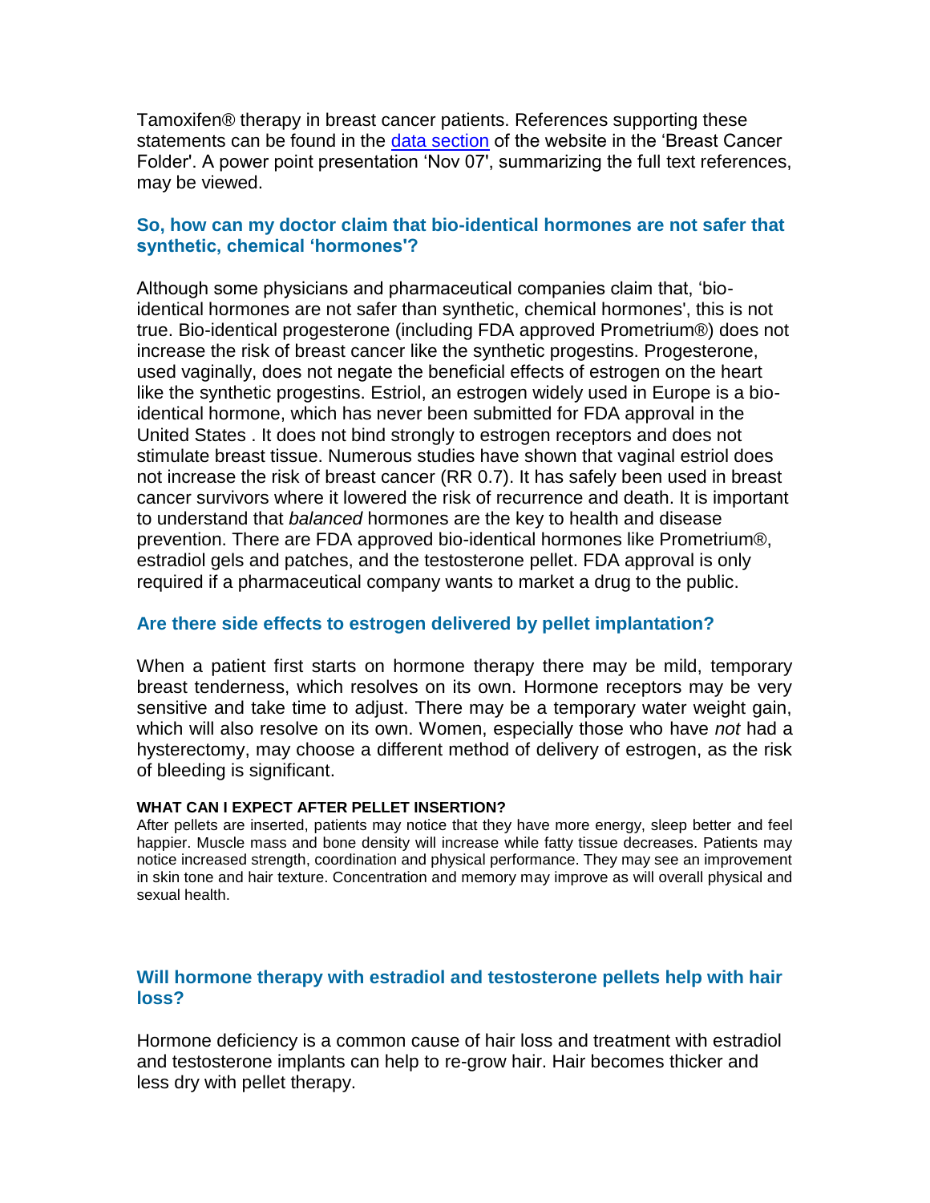Tamoxifen® therapy in breast cancer patients. References supporting these statements can be found in the [data section]() of the website in the 'Breast Cancer Folder'. A power point presentation 'Nov 07', summarizing the full text references, may be viewed.

### So, how can my doctor claim that bio-identical hormones are not safer that synthetic, chemical 'hormones'?

Although some physicians and pharmaceutical companies claim that, 'bio-identical hormones are not safer than synthetic, chemical hormones', this is not true. Bio-identical progesterone (including FDA approved Prometrium®) does not increase the risk of breast cancer like the synthetic progestins. Progesterone, used vaginally, does not negate the beneficial effects of estrogen on the heart like the synthetic progestins. Estriol, an estrogen widely used in Europe is a bio-identical hormone, which has never been submitted for FDA approval in the United States . It does not bind strongly to estrogen receptors and does not stimulate breast tissue. Numerous studies have shown that vaginal estriol does not increase the risk of breast cancer (RR 0.7). It has safely been used in breast cancer survivors where it lowered the risk of recurrence and death. It is important to understand that *balanced* hormones are the key to health and disease prevention. There are FDA approved bio-identical hormones like Prometrium®, estradiol gels and patches, and the testosterone pellet. FDA approval is only required if a pharmaceutical company wants to market a drug to the public.

### Are there side effects to estrogen delivered by pellet implantation?

When a patient first starts on hormone therapy there may be mild, temporary breast tenderness, which resolves on its own. Hormone receptors may be very sensitive and take time to adjust. There may be a temporary water weight gain, which will also resolve on its own. Women, especially those who have *not* had a hysterectomy, may choose a different method of delivery of estrogen, as the risk of bleeding is significant.

**WHAT CAN I EXPECT AFTER PELLET INSERTION?**

After pellets are inserted, patients may notice that they have more energy, sleep better and feel happier. Muscle mass and bone density will increase while fatty tissue decreases. Patients may notice increased strength, coordination and physical performance. They may see an improvement in skin tone and hair texture. Concentration and memory may improve as will overall physical and sexual health.

### Will hormone therapy with estradiol and testosterone pellets help with hair loss?

Hormone deficiency is a common cause of hair loss and treatment with estradiol and testosterone implants can help to re-grow hair. Hair becomes thicker and less dry with pellet therapy.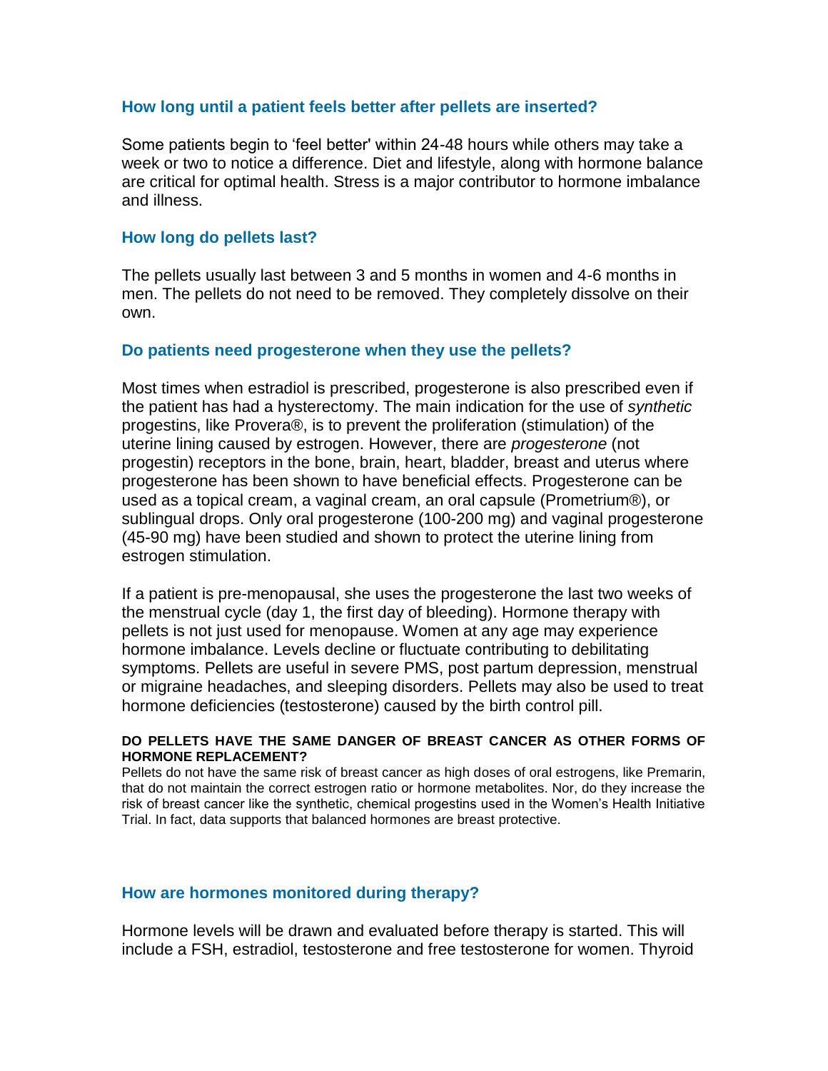### How long until a patient feels better after pellets are inserted?

Some patients begin to 'feel better' within 24-48 hours while others may take a week or two to notice a difference. Diet and lifestyle, along with hormone balance are critical for optimal health. Stress is a major contributor to hormone imbalance and illness.

### How long do pellets last?

The pellets usually last between 3 and 5 months in women and 4-6 months in men. The pellets do not need to be removed. They completely dissolve on their own.

### Do patients need progesterone when they use the pellets?

Most times when estradiol is prescribed, progesterone is also prescribed even if the patient has had a hysterectomy. The main indication for the use of *synthetic* progestins, like Provera®, is to prevent the proliferation (stimulation) of the uterine lining caused by estrogen. However, there are *progesterone* (not progestin) receptors in the bone, brain, heart, bladder, breast and uterus where progesterone has been shown to have beneficial effects. Progesterone can be used as a topical cream, a vaginal cream, an oral capsule (Prometrium®), or sublingual drops. Only oral progesterone (100-200 mg) and vaginal progesterone (45-90 mg) have been studied and shown to protect the uterine lining from estrogen stimulation.

If a patient is pre-menopausal, she uses the progesterone the last two weeks of the menstrual cycle (day 1, the first day of bleeding). Hormone therapy with pellets is not just used for menopause. Women at any age may experience hormone imbalance. Levels decline or fluctuate contributing to debilitating symptoms. Pellets are useful in severe PMS, post partum depression, menstrual or migraine headaches, and sleeping disorders. Pellets may also be used to treat hormone deficiencies (testosterone) caused by the birth control pill.

**DO PELLETS HAVE THE SAME DANGER OF BREAST CANCER AS OTHER FORMS OF HORMONE REPLACEMENT?**

Pellets do not have the same risk of breast cancer as high doses of oral estrogens, like Premarin, that do not maintain the correct estrogen ratio or hormone metabolites. Nor, do they increase the risk of breast cancer like the synthetic, chemical progestins used in the Women's Health Initiative Trial. In fact, data supports that balanced hormones are breast protective.

### How are hormones monitored during therapy?

Hormone levels will be drawn and evaluated before therapy is started. This will include a FSH, estradiol, testosterone and free testosterone for women. Thyroid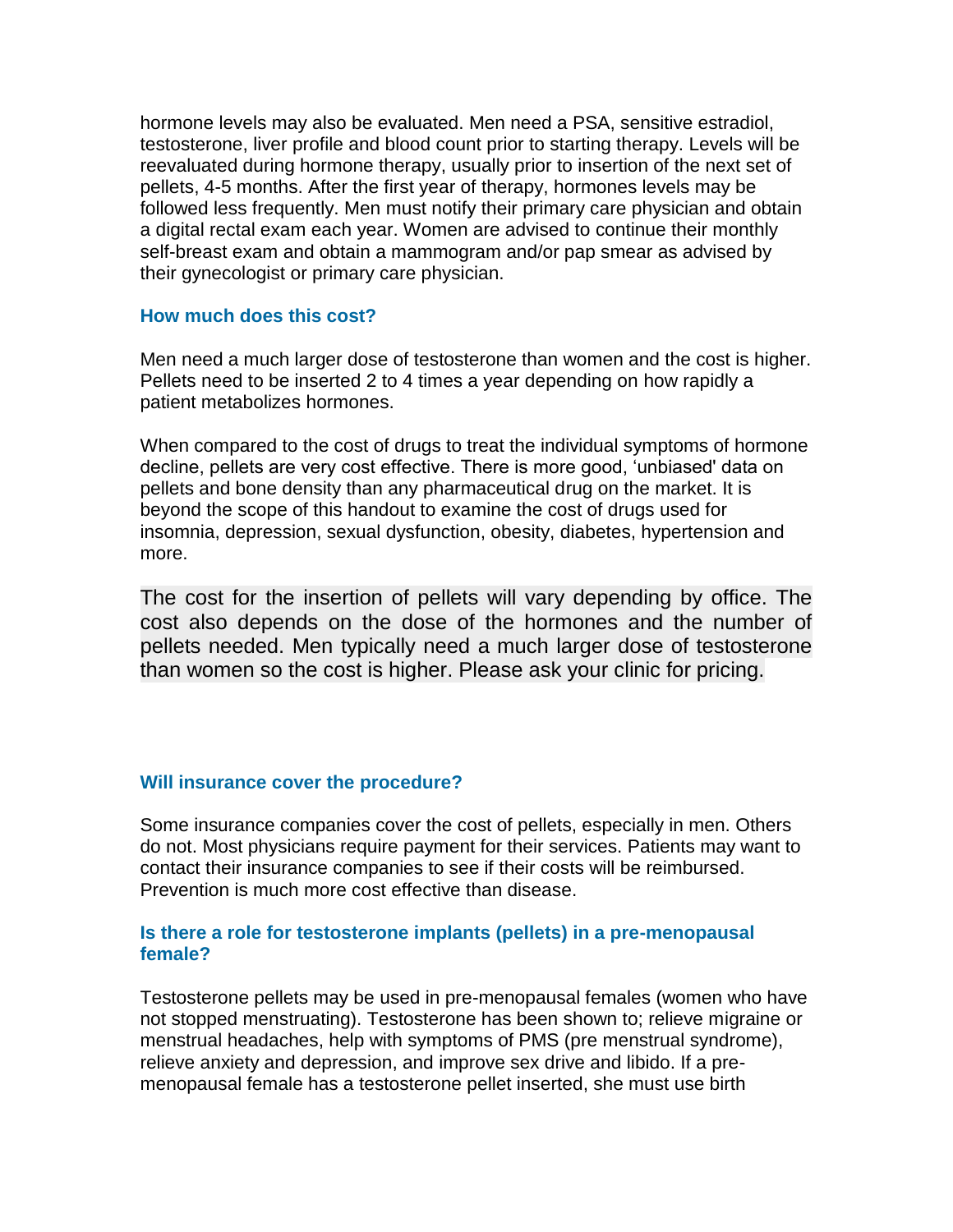hormone levels may also be evaluated. Men need a PSA, sensitive estradiol, testosterone, liver profile and blood count prior to starting therapy. Levels will be reevaluated during hormone therapy, usually prior to insertion of the next set of pellets, 4-5 months. After the first year of therapy, hormones levels may be followed less frequently. Men must notify their primary care physician and obtain a digital rectal exam each year. Women are advised to continue their monthly self-breast exam and obtain a mammogram and/or pap smear as advised by their gynecologist or primary care physician.

### How much does this cost?

Men need a much larger dose of testosterone than women and the cost is higher. Pellets need to be inserted 2 to 4 times a year depending on how rapidly a patient metabolizes hormones.

When compared to the cost of drugs to treat the individual symptoms of hormone decline, pellets are very cost effective. There is more good, 'unbiased' data on pellets and bone density than any pharmaceutical drug on the market. It is beyond the scope of this handout to examine the cost of drugs used for insomnia, depression, sexual dysfunction, obesity, diabetes, hypertension and more.

The cost for the insertion of pellets will vary depending by office. The cost also depends on the dose of the hormones and the number of pellets needed. Men typically need a much larger dose of testosterone than women so the cost is higher. Please ask your clinic for pricing.

### Will insurance cover the procedure?

Some insurance companies cover the cost of pellets, especially in men. Others do not. Most physicians require payment for their services. Patients may want to contact their insurance companies to see if their costs will be reimbursed. Prevention is much more cost effective than disease.

### Is there a role for testosterone implants (pellets) in a pre-menopausal female?

Testosterone pellets may be used in pre-menopausal females (women who have not stopped menstruating). Testosterone has been shown to; relieve migraine or menstrual headaches, help with symptoms of PMS (pre menstrual syndrome), relieve anxiety and depression, and improve sex drive and libido. If a pre-menopausal female has a testosterone pellet inserted, she must use birth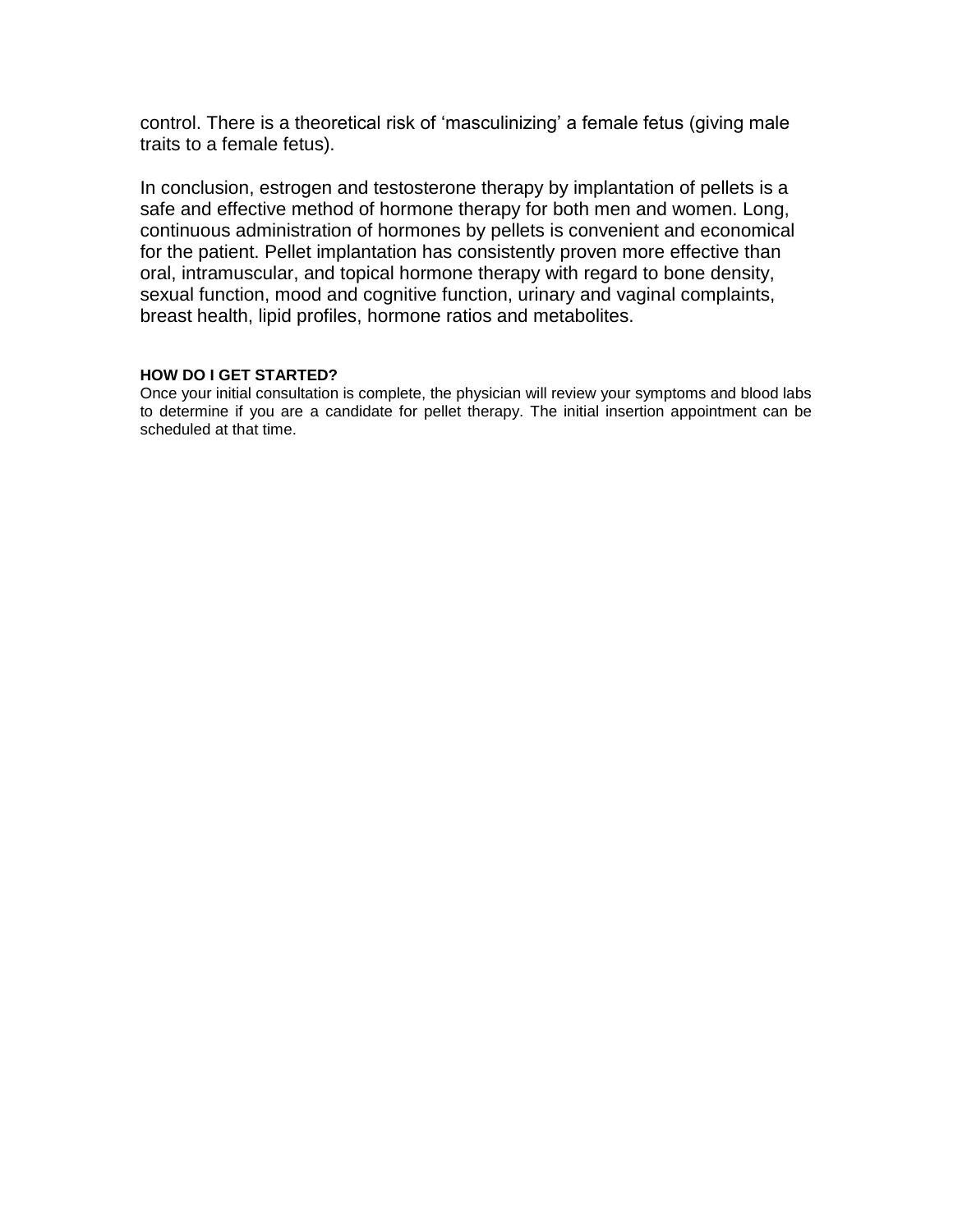control. There is a theoretical risk of ‘masculinizing’ a female fetus (giving male traits to a female fetus).

In conclusion, estrogen and testosterone therapy by implantation of pellets is a safe and effective method of hormone therapy for both men and women. Long, continuous administration of hormones by pellets is convenient and economical for the patient. Pellet implantation has consistently proven more effective than oral, intramuscular, and topical hormone therapy with regard to bone density, sexual function, mood and cognitive function, urinary and vaginal complaints, breast health, lipid profiles, hormone ratios and metabolites.

**HOW DO I GET STARTED?**

Once your initial consultation is complete, the physician will review your symptoms and blood labs to determine if you are a candidate for pellet therapy. The initial insertion appointment can be scheduled at that time.